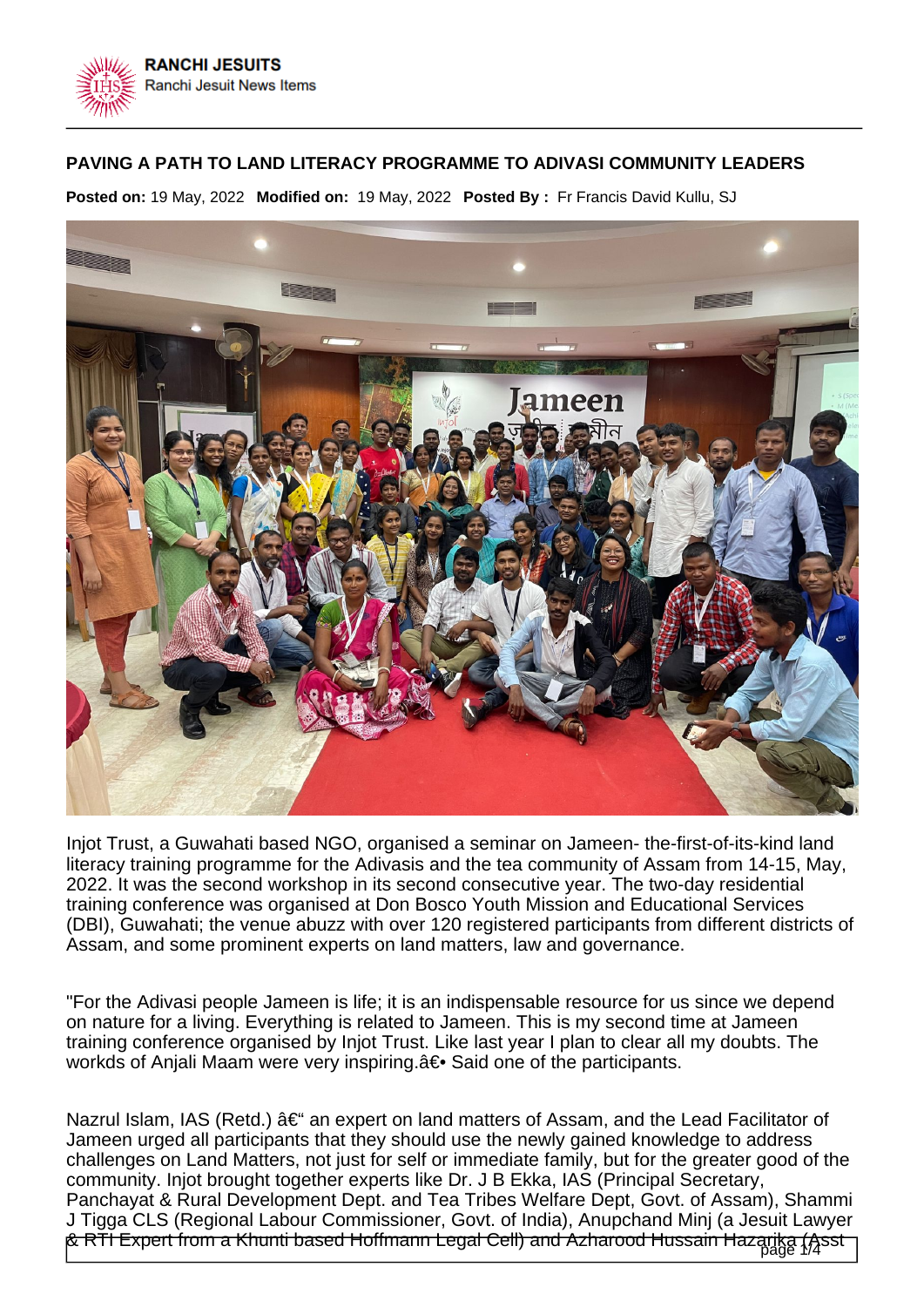## PAVING A PATH TO LAND LITERACY PROGRAMME TO ADIVASI COMMUNITY LEADERS

**Posted on:** 19 May, 2022 **Modified on:** 19 May, 2022 **Posted By :** Fr Francis David Kullu, SJ

Injot Trust, a Guwahati based NGO, organised a seminar on Jameen- the-first-of-its-kind land literacy training programme for the Adivasis and the tea community of Assam from 14-15, May, 2022. It was the second workshop in its second consecutive year. The two-day residential training conference was organised at Don Bosco Youth Mission and Educational Services (DBI), Guwahati; the venue abuzz with over 120 registered participants from different districts of Assam, and some prominent experts on land matters, law and governance.

"For the Adivasi people Jameen is life; it is an indispensable resource for us since we depend on nature for a living. Everything is related to Jameen. This is my second time at Jameen training conference organised by Injot Trust. Like last year I plan to clear all my doubts. The workds of Anjali Maam were very inspiring.â€• Said one of the participants.

Nazrul Islam, IAS (Retd.) â€" an expert on land matters of Assam, and the Lead Facilitator of Jameen urged all participants that they should use the newly gained knowledge to address challenges on Land Matters, not just for self or immediate family, but for the greater good of the community. Injot brought together experts like Dr. J B Ekka, IAS (Principal Secretary, Panchayat & Rural Development Dept. and Tea Tribes Welfare Dept, Govt. of Assam), Shammi J Tigga CLS (Regional Labour Commissioner, Govt. of India), Anupchand Minj (a Jesuit Lawyer & RTI Expert from a Khunti based Hoffmann Legal Cell) and Azharood Hussain Hazarika (Asst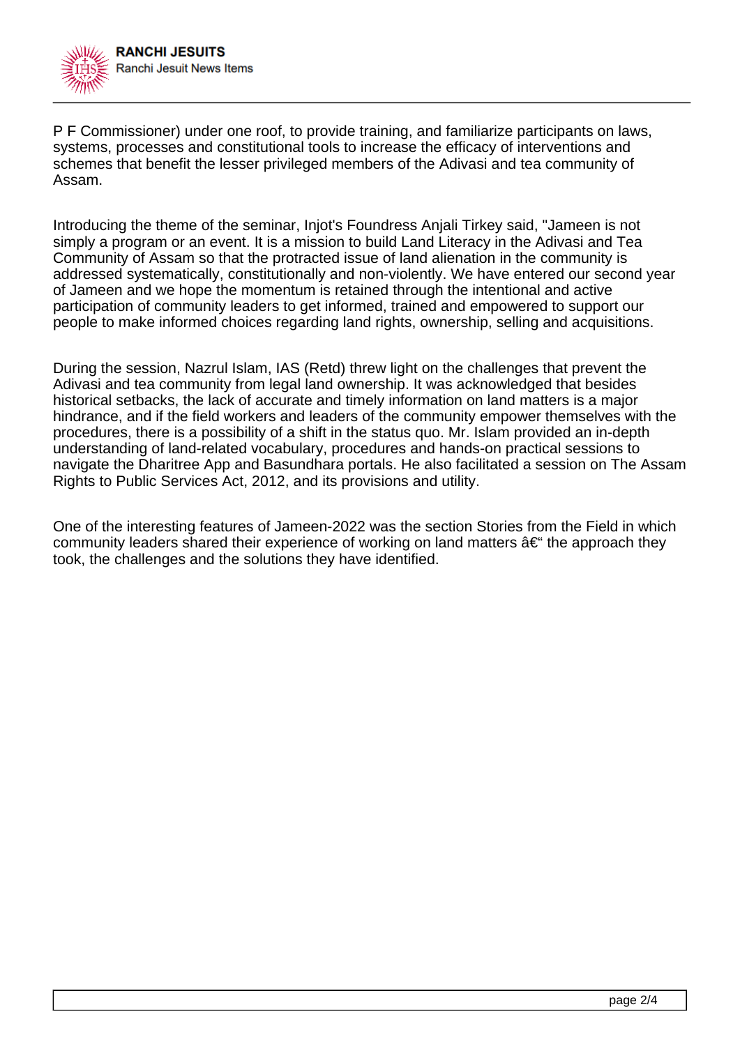P F Commissioner) under one roof, to provide training, and familiarize participants on laws, systems, processes and constitutional tools to increase the efficacy of interventions and schemes that benefit the lesser privileged members of the Adivasi and tea community of Assam.

Introducing the theme of the seminar, Injot's Foundress Anjali Tirkey said, "Jameen is not simply a program or an event. It is a mission to build Land Literacy in the Adivasi and Tea Community of Assam so that the protracted issue of land alienation in the community is addressed systematically, constitutionally and non-violently. We have entered our second year of Jameen and we hope the momentum is retained through the intentional and active participation of community leaders to get informed, trained and empowered to support our people to make informed choices regarding land rights, ownership, selling and acquisitions.

During the session, Nazrul Islam, IAS (Retd) threw light on the challenges that prevent the Adivasi and tea community from legal land ownership. It was acknowledged that besides historical setbacks, the lack of accurate and timely information on land matters is a major hindrance, and if the field workers and leaders of the community empower themselves with the procedures, there is a possibility of a shift in the status quo. Mr. Islam provided an in-depth understanding of land-related vocabulary, procedures and hands-on practical sessions to navigate the Dharitree App and Basundhara portals. He also facilitated a session on The Assam Rights to Public Services Act, 2012, and its provisions and utility.

One of the interesting features of Jameen-2022 was the section Stories from the Field in which community leaders shared their experience of working on land matters â€“ the approach they took, the challenges and the solutions they have identified.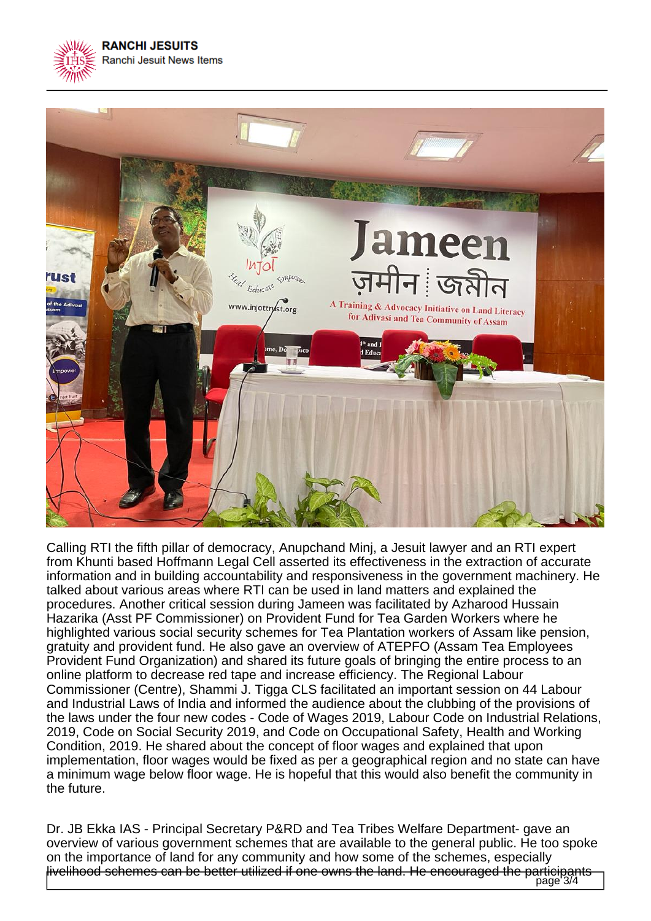Calling RTI the fifth pillar of democracy, Anupchand Minj, a Jesuit lawyer and an RTI expert from Khunti based Hoffmann Legal Cell asserted its effectiveness in the extraction of accurate information and in building accountability and responsiveness in the government machinery. He talked about various areas where RTI can be used in land matters and explained the procedures. Another critical session during Jameen was facilitated by Azharood Hussain Hazarika (Asst PF Commissioner) on Provident Fund for Tea Garden Workers where he highlighted various social security schemes for Tea Plantation workers of Assam like pension, gratuity and provident fund. He also gave an overview of ATEPFO (Assam Tea Employees Provident Fund Organization) and shared its future goals of bringing the entire process to an online platform to decrease red tape and increase efficiency. The Regional Labour Commissioner (Centre), Shammi J. Tigga CLS facilitated an important session on 44 Labour and Industrial Laws of India and informed the audience about the clubbing of the provisions of the laws under the four new codes - Code of Wages 2019, Labour Code on Industrial Relations, 2019, Code on Social Security 2019, and Code on Occupational Safety, Health and Working Condition, 2019. He shared about the concept of floor wages and explained that upon implementation, floor wages would be fixed as per a geographical region and no state can have a minimum wage below floor wage. He is hopeful that this would also benefit the community in the future.

Dr. JB Ekka IAS - Principal Secretary P&RD and Tea Tribes Welfare Department- gave an overview of various government schemes that are available to the general public. He too spoke on the importance of land for any community and how some of the schemes, especially livelihood schemes can be better utilized if one owns the land. He encouraged the participants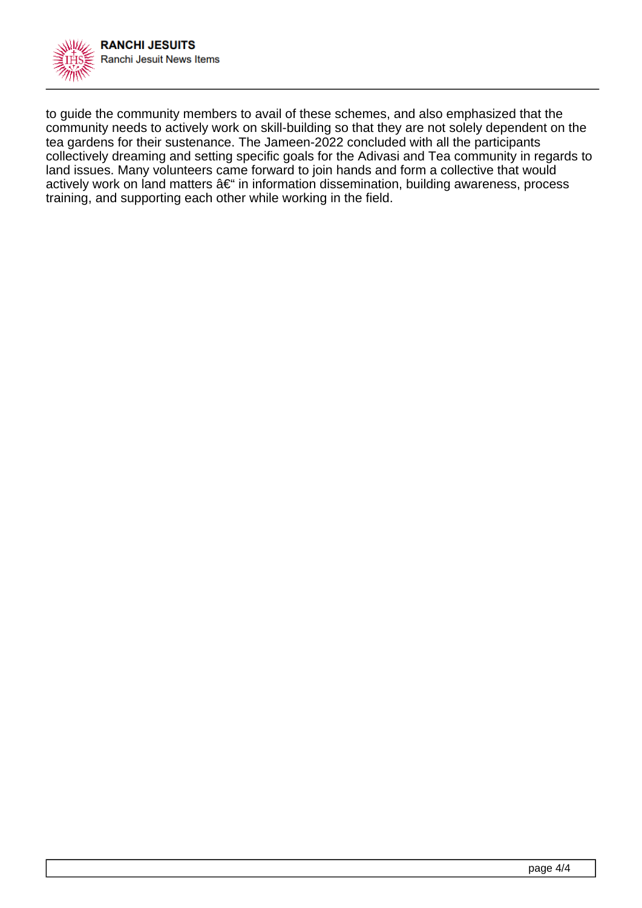to guide the community members to avail of these schemes, and also emphasized that the community needs to actively work on skill-building so that they are not solely dependent on the tea gardens for their sustenance. The Jameen-2022 concluded with all the participants collectively dreaming and setting specific goals for the Adivasi and Tea community in regards to land issues. Many volunteers came forward to join hands and form a collective that would actively work on land matters â€" in information dissemination, building awareness, process training, and supporting each other while working in the field.